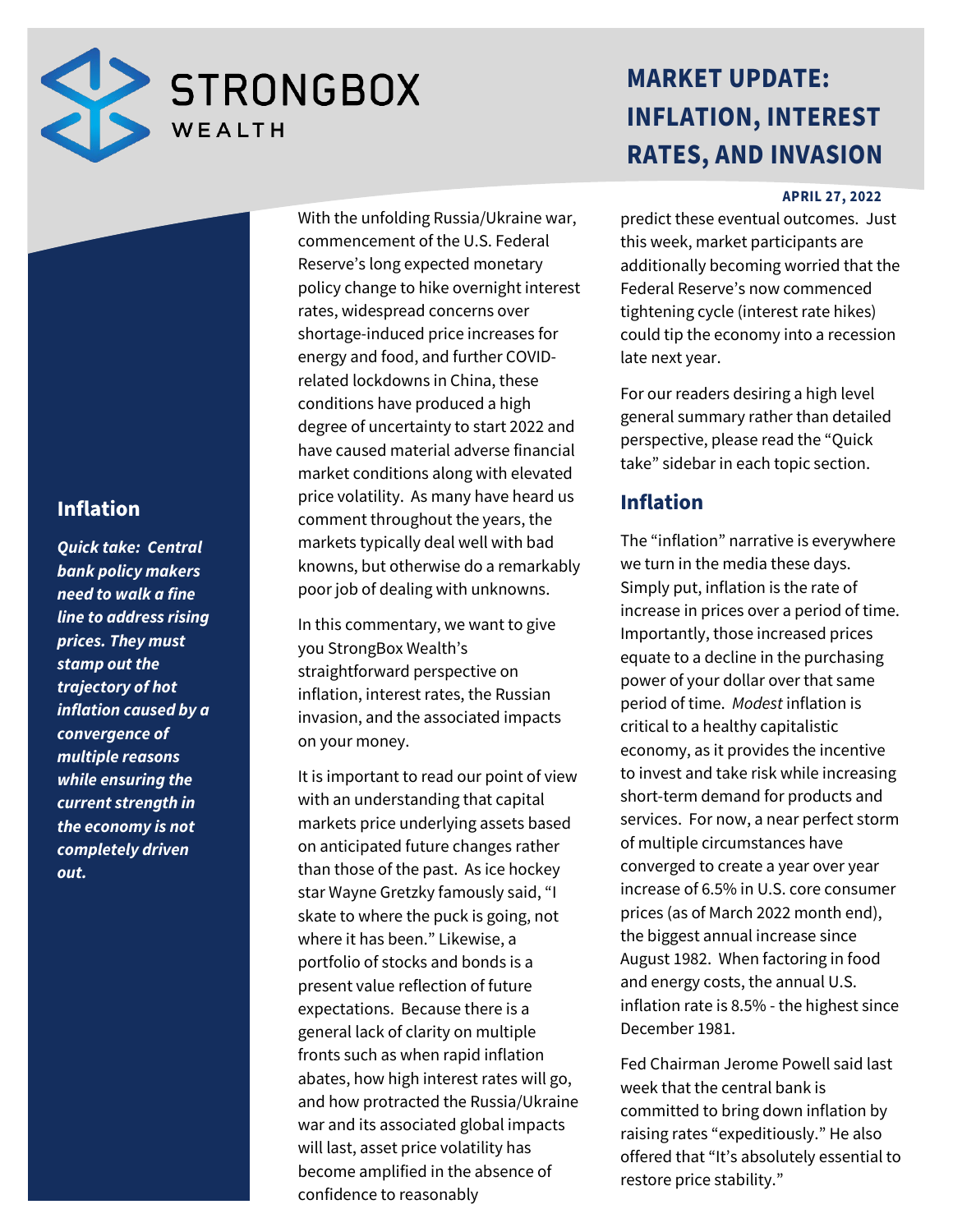STRONGBOX WEALTH

# MARKET UPDATE: INFLATION, INTEREST RATES, AND INVASION

**APRIL 27, 2022**

With the unfolding Russia/Ukraine war, commencement of the U.S. Federal Reserve's long expected monetary policy change to hike overnight interest rates, widespread concerns over shortage-induced price increases for energy and food, and further COVID-related lockdowns in China, these conditions have produced a high degree of uncertainty to start 2022 and have caused material adverse financial market conditions along with elevated price volatility. As many have heard us comment throughout the years, the markets typically deal well with bad knowns, but otherwise do a remarkably poor job of dealing with unknowns.

In this commentary, we want to give you StrongBox Wealth's straightforward perspective on inflation, interest rates, the Russian invasion, and the associated impacts on your money.

It is important to read our point of view with an understanding that capital markets price underlying assets based on anticipated future changes rather than those of the past. As ice hockey star Wayne Gretzky famously said, "I skate to where the puck is going, not where it has been." Likewise, a portfolio of stocks and bonds is a present value reflection of future expectations. Because there is a general lack of clarity on multiple fronts such as when rapid inflation abates, how high interest rates will go, and how protracted the Russia/Ukraine war and its associated global impacts will last, asset price volatility has become amplified in the absence of confidence to reasonably predict these eventual outcomes. Just this week, market participants are additionally becoming worried that the Federal Reserve's now commenced tightening cycle (interest rate hikes) could tip the economy into a recession late next year.

For our readers desiring a high level general summary rather than detailed perspective, please read the "Quick take" sidebar in each topic section.

## Inflation

***Quick take: Central bank policy makers need to walk a fine line to address rising prices. They must stamp out the trajectory of hot inflation caused by a convergence of multiple reasons while ensuring the current strength in the economy is not completely driven out.***

The "inflation" narrative is everywhere we turn in the media these days. Simply put, inflation is the rate of increase in prices over a period of time. Importantly, those increased prices equate to a decline in the purchasing power of your dollar over that same period of time. *Modest* inflation is critical to a healthy capitalistic economy, as it provides the incentive to invest and take risk while increasing short-term demand for products and services. For now, a near perfect storm of multiple circumstances have converged to create a year over year increase of 6.5% in U.S. core consumer prices (as of March 2022 month end), the biggest annual increase since August 1982. When factoring in food and energy costs, the annual U.S. inflation rate is 8.5% - the highest since December 1981.

Fed Chairman Jerome Powell said last week that the central bank is committed to bring down inflation by raising rates "expeditiously." He also offered that "It's absolutely essential to restore price stability."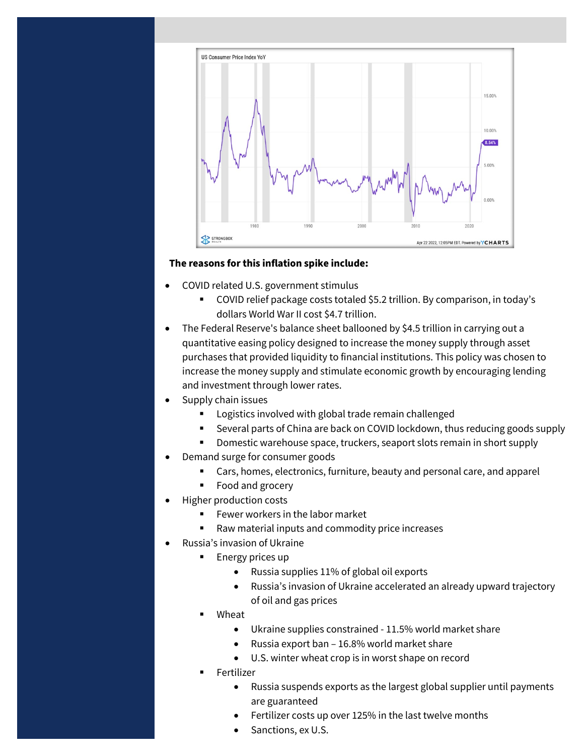US Consumer Price Index YoY

15.00%

10.00%

8.54%

5.00%

0.00%

1980

1990

2000

2010

2020

STRONGBOX WEALTH

Apr 22 2022, 12:05PM EDT. Powered by YCHARTS

**The reasons for this inflation spike include:**

- COVID related U.S. government stimulus
  - COVID relief package costs totaled $5.2 trillion. By comparison, in today's dollars World War II cost $4.7 trillion.
- The Federal Reserve's balance sheet ballooned by $4.5 trillion in carrying out a quantitative easing policy designed to increase the money supply through asset purchases that provided liquidity to financial institutions. This policy was chosen to increase the money supply and stimulate economic growth by encouraging lending and investment through lower rates.
- Supply chain issues
  - Logistics involved with global trade remain challenged
  - Several parts of China are back on COVID lockdown, thus reducing goods supply
  - Domestic warehouse space, truckers, seaport slots remain in short supply
- Demand surge for consumer goods
  - Cars, homes, electronics, furniture, beauty and personal care, and apparel
  - Food and grocery
- Higher production costs
  - Fewer workers in the labor market
  - Raw material inputs and commodity price increases
- Russia's invasion of Ukraine
  - Energy prices up
    - Russia supplies 11% of global oil exports
    - Russia's invasion of Ukraine accelerated an already upward trajectory of oil and gas prices
  - Wheat
    - Ukraine supplies constrained - 11.5% world market share
    - Russia export ban – 16.8% world market share
    - U.S. winter wheat crop is in worst shape on record
  - Fertilizer
    - Russia suspends exports as the largest global supplier until payments are guaranteed
    - Fertilizer costs up over 125% in the last twelve months
    - Sanctions, ex U.S.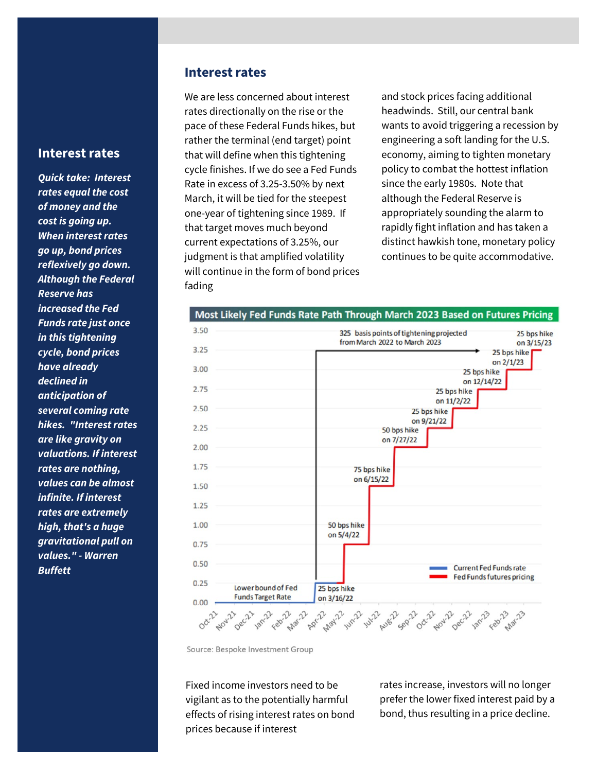## Interest rates

***Quick take: Interest rates equal the cost of money and the cost is going up. When interest rates go up, bond prices reflexively go down. Although the Federal Reserve has increased the Fed Funds rate just once in this tightening cycle, bond prices have already declined in anticipation of several coming rate hikes. "Interest rates are like gravity on valuations. If interest rates are nothing, values can be almost infinite. If interest rates are extremely high, that's a huge gravitational pull on values." - Warren Buffett***

## Interest rates

We are less concerned about interest rates directionally on the rise or the pace of these Federal Funds hikes, but rather the terminal (end target) point that will define when this tightening cycle finishes. If we do see a Fed Funds Rate in excess of 3.25-3.50% by next March, it will be tied for the steepest one-year of tightening since 1989. If that target moves much beyond current expectations of 3.25%, our judgment is that amplified volatility will continue in the form of bond prices fading and stock prices facing additional headwinds. Still, our central bank wants to avoid triggering a recession by engineering a soft landing for the U.S. economy, aiming to tighten monetary policy to combat the hottest inflation since the early 1980s. Note that although the Federal Reserve is appropriately sounding the alarm to rapidly fight inflation and has taken a distinct hawkish tone, monetary policy continues to be quite accommodative.

Most Likely Fed Funds Rate Path Through March 2023 Based on Futures Pricing

325 basis points of tightening projected from March 2022 to March 2023

Lower bound of Fed Funds Target Rate

25 bps hike on 3/16/22
50 bps hike on 5/4/22
75 bps hike on 6/15/22
50 bps hike on 7/27/22
25 bps hike on 9/21/22
25 bps hike on 11/2/22
25 bps hike on 12/14/22
25 bps hike on 2/1/23
25 bps hike on 3/15/23

Current Fed Funds rate
Fed Funds futures pricing

3.50, 3.25, 3.00, 2.75, 2.50, 2.25, 2.00, 1.75, 1.50, 1.25, 1.00, 0.75, 0.50, 0.25, 0.00

Oct-21, Nov-21, Dec-21, Jan-22, Feb-22, Mar-22, Apr-22, May-22, Jun-22, Jul-22, Aug-22, Sep-22, Oct-22, Nov-22, Dec-22, Jan-23, Feb-23, Mar-23

Source: Bespoke Investment Group

Fixed income investors need to be vigilant as to the potentially harmful effects of rising interest rates on bond prices because if interest rates increase, investors will no longer prefer the lower fixed interest paid by a bond, thus resulting in a price decline.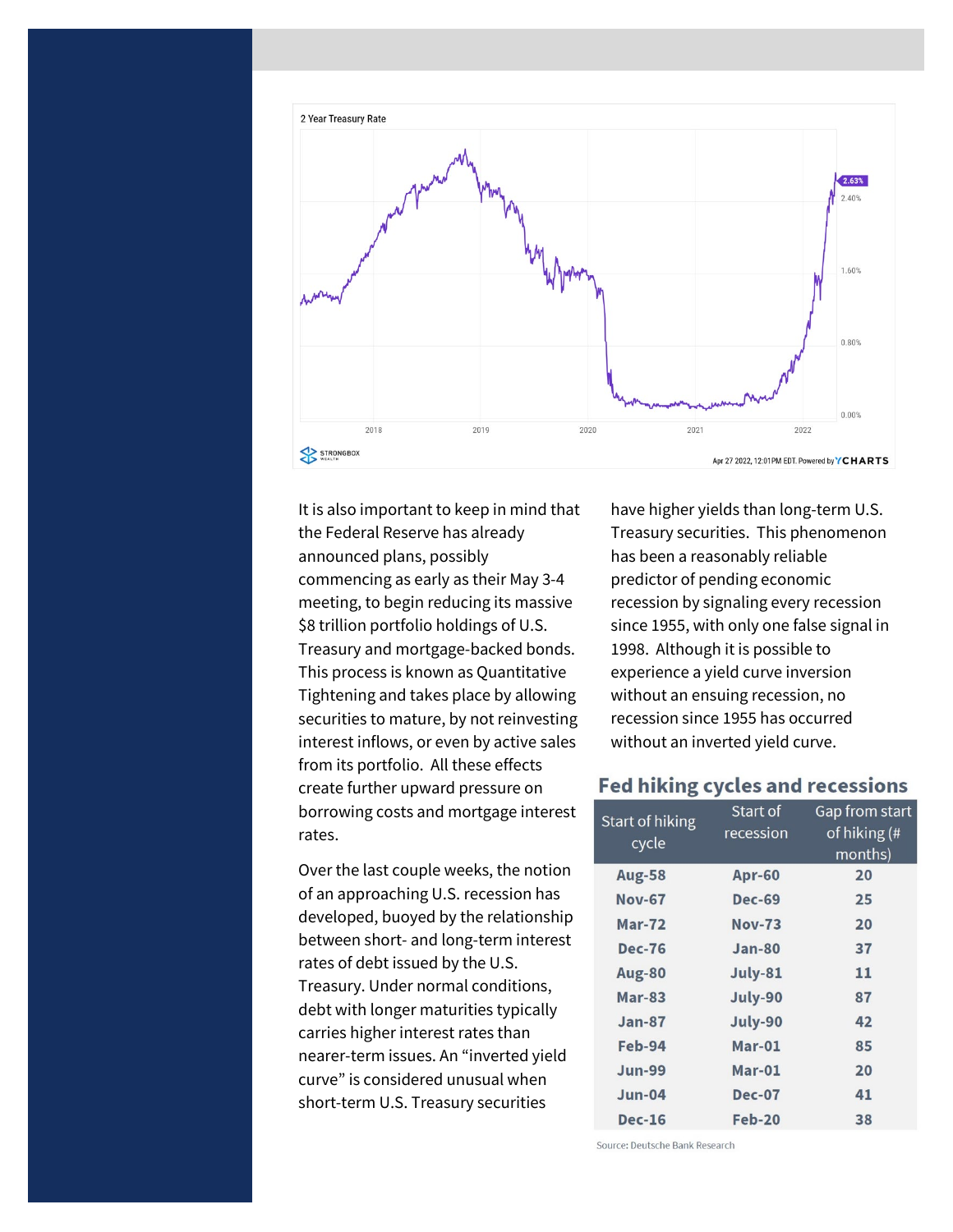2 Year Treasury Rate

2.63%
2.40%
1.60%
0.80%
0.00%
2018
2019
2020
2021
2022

STRONGBOX WEALTH

Apr 27 2022, 12:01PM EDT. Powered by YCHARTS

It is also important to keep in mind that the Federal Reserve has already announced plans, possibly commencing as early as their May 3-4 meeting, to begin reducing its massive $8 trillion portfolio holdings of U.S. Treasury and mortgage-backed bonds. This process is known as Quantitative Tightening and takes place by allowing securities to mature, by not reinvesting interest inflows, or even by active sales from its portfolio. All these effects create further upward pressure on borrowing costs and mortgage interest rates.

Over the last couple weeks, the notion of an approaching U.S. recession has developed, buoyed by the relationship between short- and long-term interest rates of debt issued by the U.S. Treasury. Under normal conditions, debt with longer maturities typically carries higher interest rates than nearer-term issues. An "inverted yield curve" is considered unusual when short-term U.S. Treasury securities have higher yields than long-term U.S. Treasury securities. This phenomenon has been a reasonably reliable predictor of pending economic recession by signaling every recession since 1955, with only one false signal in 1998. Although it is possible to experience a yield curve inversion without an ensuing recession, no recession since 1955 has occurred without an inverted yield curve.

## Fed hiking cycles and recessions

| Start of hiking cycle | Start of recession | Gap from start of hiking (# months) |
|---|---|---|
| Aug-58 | Apr-60 | 20 |
| Nov-67 | Dec-69 | 25 |
| Mar-72 | Nov-73 | 20 |
| Dec-76 | Jan-80 | 37 |
| Aug-80 | July-81 | 11 |
| Mar-83 | July-90 | 87 |
| Jan-87 | July-90 | 42 |
| Feb-94 | Mar-01 | 85 |
| Jun-99 | Mar-01 | 20 |
| Jun-04 | Dec-07 | 41 |
| Dec-16 | Feb-20 | 38 |

Source: Deutsche Bank Research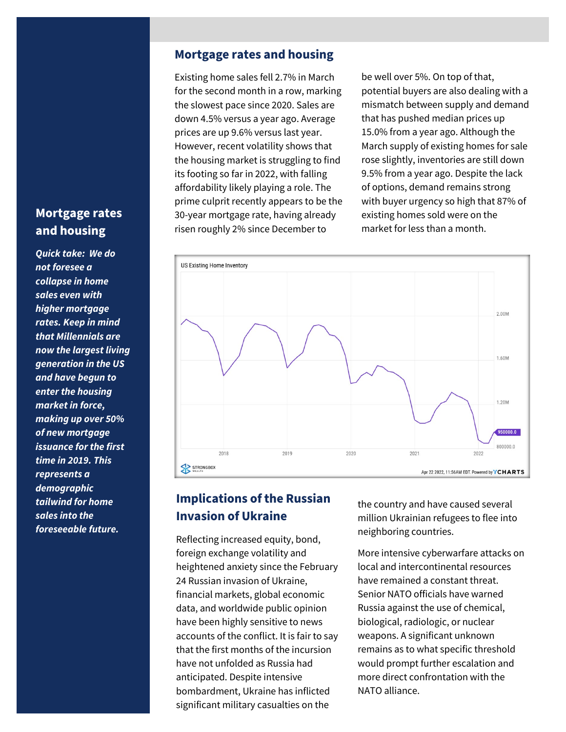## Mortgage rates and housing

*Quick take: We do not foresee a collapse in home sales even with higher mortgage rates. Keep in mind that Millennials are now the largest living generation in the US and have begun to enter the housing market in force, making up over 50% of new mortgage issuance for the first time in 2019. This represents a demographic tailwind for home sales into the foreseeable future.*

## Mortgage rates and housing

Existing home sales fell 2.7% in March for the second month in a row, marking the slowest pace since 2020. Sales are down 4.5% versus a year ago. Average prices are up 9.6% versus last year. However, recent volatility shows that the housing market is struggling to find its footing so far in 2022, with falling affordability likely playing a role. The prime culprit recently appears to be the 30-year mortgage rate, having already risen roughly 2% since December to be well over 5%. On top of that, potential buyers are also dealing with a mismatch between supply and demand that has pushed median prices up 15.0% from a year ago. Although the March supply of existing homes for sale rose slightly, inventories are still down 9.5% from a year ago. Despite the lack of options, demand remains strong with buyer urgency so high that 87% of existing homes sold were on the market for less than a month.

US Existing Home Inventory

2.00M
1.60M
1.20M
950000.0
800000.0

2018
2019
2020
2021
2022

STRONGBOX WEALTH
Apr 22 2022, 11:56AM EDT. Powered by YCHARTS

## Implications of the Russian Invasion of Ukraine

Reflecting increased equity, bond, foreign exchange volatility and heightened anxiety since the February 24 Russian invasion of Ukraine, financial markets, global economic data, and worldwide public opinion have been highly sensitive to news accounts of the conflict. It is fair to say that the first months of the incursion have not unfolded as Russia had anticipated. Despite intensive bombardment, Ukraine has inflicted significant military casualties on the country and have caused several million Ukrainian refugees to flee into neighboring countries.

More intensive cyberwarfare attacks on local and intercontinental resources have remained a constant threat. Senior NATO officials have warned Russia against the use of chemical, biological, radiologic, or nuclear weapons. A significant unknown remains as to what specific threshold would prompt further escalation and more direct confrontation with the NATO alliance.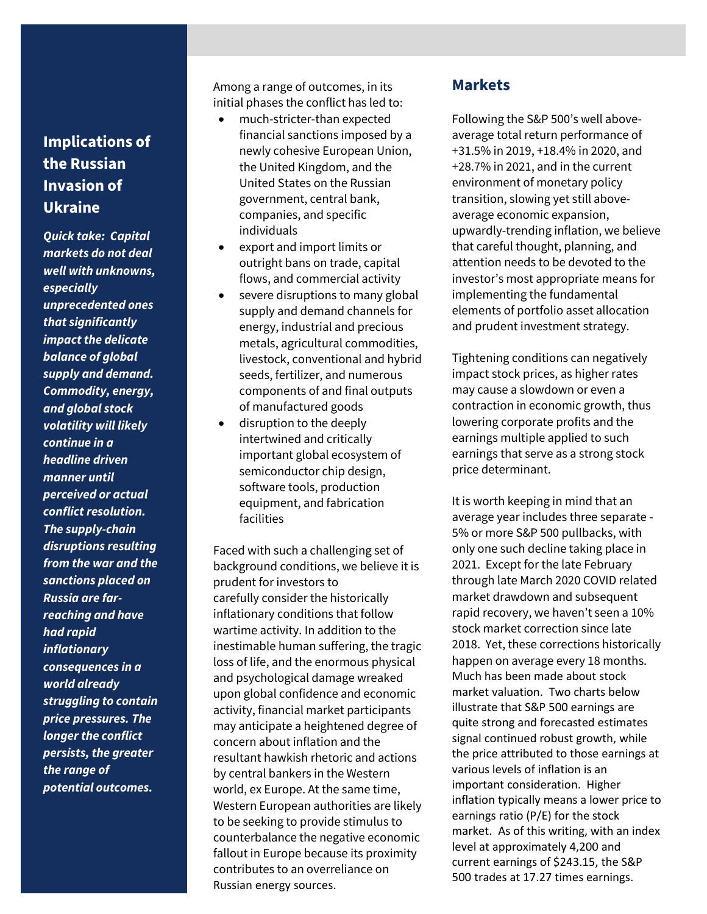## Implications of the Russian Invasion of Ukraine

***Quick take: Capital markets do not deal well with unknowns, especially unprecedented ones that significantly impact the delicate balance of global supply and demand. Commodity, energy, and global stock volatility will likely continue in a headline driven manner until perceived or actual conflict resolution. The supply-chain disruptions resulting from the war and the sanctions placed on Russia are far-reaching and have had rapid inflationary consequences in a world already struggling to contain price pressures. The longer the conflict persists, the greater the range of potential outcomes.***

Among a range of outcomes, in its initial phases the conflict has led to:

- much-stricter-than expected financial sanctions imposed by a newly cohesive European Union, the United Kingdom, and the United States on the Russian government, central bank, companies, and specific individuals
- export and import limits or outright bans on trade, capital flows, and commercial activity
- severe disruptions to many global supply and demand channels for energy, industrial and precious metals, agricultural commodities, livestock, conventional and hybrid seeds, fertilizer, and numerous components of and final outputs of manufactured goods
- disruption to the deeply intertwined and critically important global ecosystem of semiconductor chip design, software tools, production equipment, and fabrication facilities

Faced with such a challenging set of background conditions, we believe it is prudent for investors to carefully consider the historically inflationary conditions that follow wartime activity. In addition to the inestimable human suffering, the tragic loss of life, and the enormous physical and psychological damage wreaked upon global confidence and economic activity, financial market participants may anticipate a heightened degree of concern about inflation and the resultant hawkish rhetoric and actions by central bankers in the Western world, ex Europe. At the same time, Western European authorities are likely to be seeking to provide stimulus to counterbalance the negative economic fallout in Europe because its proximity contributes to an overreliance on Russian energy sources.

### Markets

Following the S&P 500's well above-average total return performance of +31.5% in 2019, +18.4% in 2020, and +28.7% in 2021, and in the current environment of monetary policy transition, slowing yet still above-average economic expansion, upwardly-trending inflation, we believe that careful thought, planning, and attention needs to be devoted to the investor's most appropriate means for implementing the fundamental elements of portfolio asset allocation and prudent investment strategy.

Tightening conditions can negatively impact stock prices, as higher rates may cause a slowdown or even a contraction in economic growth, thus lowering corporate profits and the earnings multiple applied to such earnings that serve as a strong stock price determinant.

It is worth keeping in mind that an average year includes three separate -5% or more S&P 500 pullbacks, with only one such decline taking place in 2021. Except for the late February through late March 2020 COVID related market drawdown and subsequent rapid recovery, we haven't seen a 10% stock market correction since late 2018. Yet, these corrections historically happen on average every 18 months. Much has been made about stock market valuation. Two charts below illustrate that S&P 500 earnings are quite strong and forecasted estimates signal continued robust growth, while the price attributed to those earnings at various levels of inflation is an important consideration. Higher inflation typically means a lower price to earnings ratio (P/E) for the stock market. As of this writing, with an index level at approximately 4,200 and current earnings of $243.15, the S&P 500 trades at 17.27 times earnings.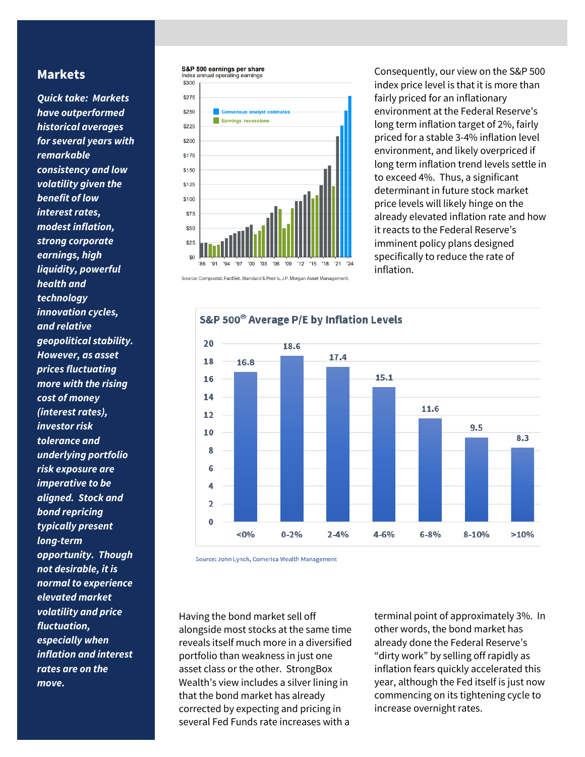## Markets

***Quick take: Markets have outperformed historical averages for several years with remarkable consistency and low volatility given the benefit of low interest rates, modest inflation, strong corporate earnings, high liquidity, powerful health and technology innovation cycles, and relative geopolitical stability. However, as asset prices fluctuating more with the rising cost of money (interest rates), investor risk tolerance and underlying portfolio risk exposure are imperative to be aligned. Stock and bond repricing typically present long-term opportunity. Though not desirable, it is normal to experience elevated market volatility and price fluctuation, especially when inflation and interest rates are on the move.***

**S&P 500 earnings per share**
Index annual operating earnings

$300
$275
$250
$225
$200
$175
$150
$125
$100
$75
$50
$25
$0

Consensus analyst estimates
Earnings recessions

'88 '91 '94 '97 '00 '03 '06 '09 '12 '15 '18 '21 '24

Source: Compustat, FactSet, Standard & Poor's, J.P. Morgan Asset Management.

Consequently, our view on the S&P 500 index price level is that it is more than fairly priced for an inflationary environment at the Federal Reserve's long term inflation target of 2%, fairly priced for a stable 3-4% inflation level environment, and likely overpriced if long term inflation trend levels settle in to exceed 4%. Thus, a significant determinant in future stock market price levels will likely hinge on the already elevated inflation rate and how it reacts to the Federal Reserve's imminent policy plans designed specifically to reduce the rate of inflation.

**S&P 500® Average P/E by Inflation Levels**

20
18
16
14
12
10
8
6
4
2
0

16.8
18.6
17.4
15.1
11.6
9.5
8.3

<0%
0-2%
2-4%
4-6%
6-8%
8-10%
>10%

Source: John Lynch, Comerica Wealth Management

Having the bond market sell off alongside most stocks at the same time reveals itself much more in a diversified portfolio than weakness in just one asset class or the other. StrongBox Wealth's view includes a silver lining in that the bond market has already corrected by expecting and pricing in several Fed Funds rate increases with a terminal point of approximately 3%. In other words, the bond market has already done the Federal Reserve's "dirty work" by selling off rapidly as inflation fears quickly accelerated this year, although the Fed itself is just now commencing on its tightening cycle to increase overnight rates.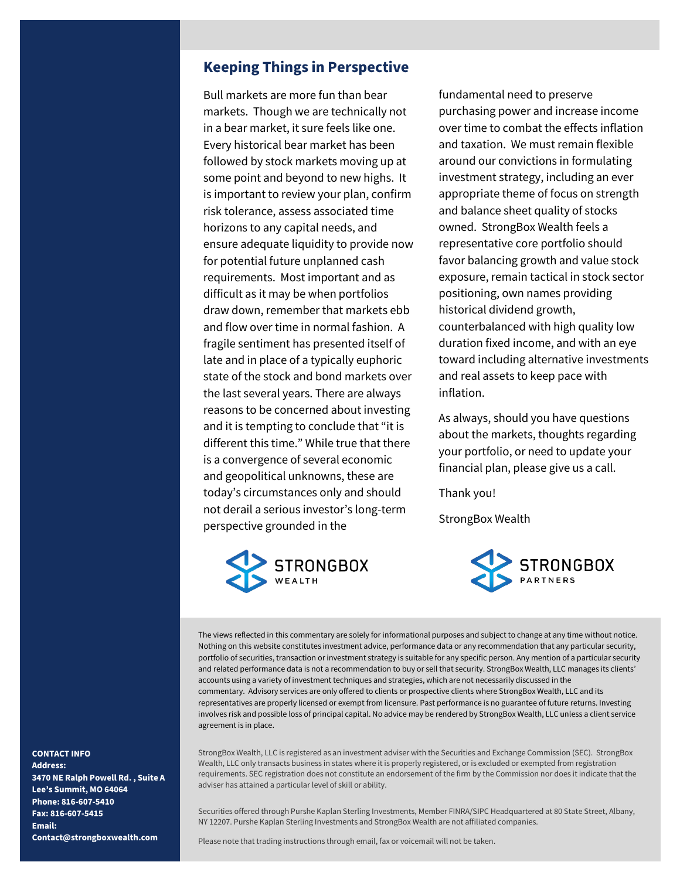## Keeping Things in Perspective

Bull markets are more fun than bear markets. Though we are technically not in a bear market, it sure feels like one. Every historical bear market has been followed by stock markets moving up at some point and beyond to new highs. It is important to review your plan, confirm risk tolerance, assess associated time horizons to any capital needs, and ensure adequate liquidity to provide now for potential future unplanned cash requirements. Most important and as difficult as it may be when portfolios draw down, remember that markets ebb and flow over time in normal fashion. A fragile sentiment has presented itself of late and in place of a typically euphoric state of the stock and bond markets over the last several years. There are always reasons to be concerned about investing and it is tempting to conclude that "it is different this time." While true that there is a convergence of several economic and geopolitical unknowns, these are today's circumstances only and should not derail a serious investor's long-term perspective grounded in the fundamental need to preserve purchasing power and increase income over time to combat the effects inflation and taxation. We must remain flexible around our convictions in formulating investment strategy, including an ever appropriate theme of focus on strength and balance sheet quality of stocks owned. StrongBox Wealth feels a representative core portfolio should favor balancing growth and value stock exposure, remain tactical in stock sector positioning, own names providing historical dividend growth, counterbalanced with high quality low duration fixed income, and with an eye toward including alternative investments and real assets to keep pace with inflation.

As always, should you have questions about the markets, thoughts regarding your portfolio, or need to update your financial plan, please give us a call.

Thank you!

StrongBox Wealth

STRONGBOX WEALTH

STRONGBOX PARTNERS

The views reflected in this commentary are solely for informational purposes and subject to change at any time without notice. Nothing on this website constitutes investment advice, performance data or any recommendation that any particular security, portfolio of securities, transaction or investment strategy is suitable for any specific person. Any mention of a particular security and related performance data is not a recommendation to buy or sell that security. StrongBox Wealth, LLC manages its clients' accounts using a variety of investment techniques and strategies, which are not necessarily discussed in the commentary. Advisory services are only offered to clients or prospective clients where StrongBox Wealth, LLC and its representatives are properly licensed or exempt from licensure. Past performance is no guarantee of future returns. Investing involves risk and possible loss of principal capital. No advice may be rendered by StrongBox Wealth, LLC unless a client service agreement is in place.

StrongBox Wealth, LLC is registered as an investment adviser with the Securities and Exchange Commission (SEC). StrongBox Wealth, LLC only transacts business in states where it is properly registered, or is excluded or exempted from registration requirements. SEC registration does not constitute an endorsement of the firm by the Commission nor does it indicate that the adviser has attained a particular level of skill or ability.

Securities offered through Purshe Kaplan Sterling Investments, Member FINRA/SIPC Headquartered at 80 State Street, Albany, NY 12207. Purshe Kaplan Sterling Investments and StrongBox Wealth are not affiliated companies.

Please note that trading instructions through email, fax or voicemail will not be taken.

**CONTACT INFO**
**Address:**
**3470 NE Ralph Powell Rd. , Suite A**
**Lee's Summit, MO 64064**
**Phone: 816-607-5410**
**Fax: 816-607-5415**
**Email:**
**Contact@strongboxwealth.com**